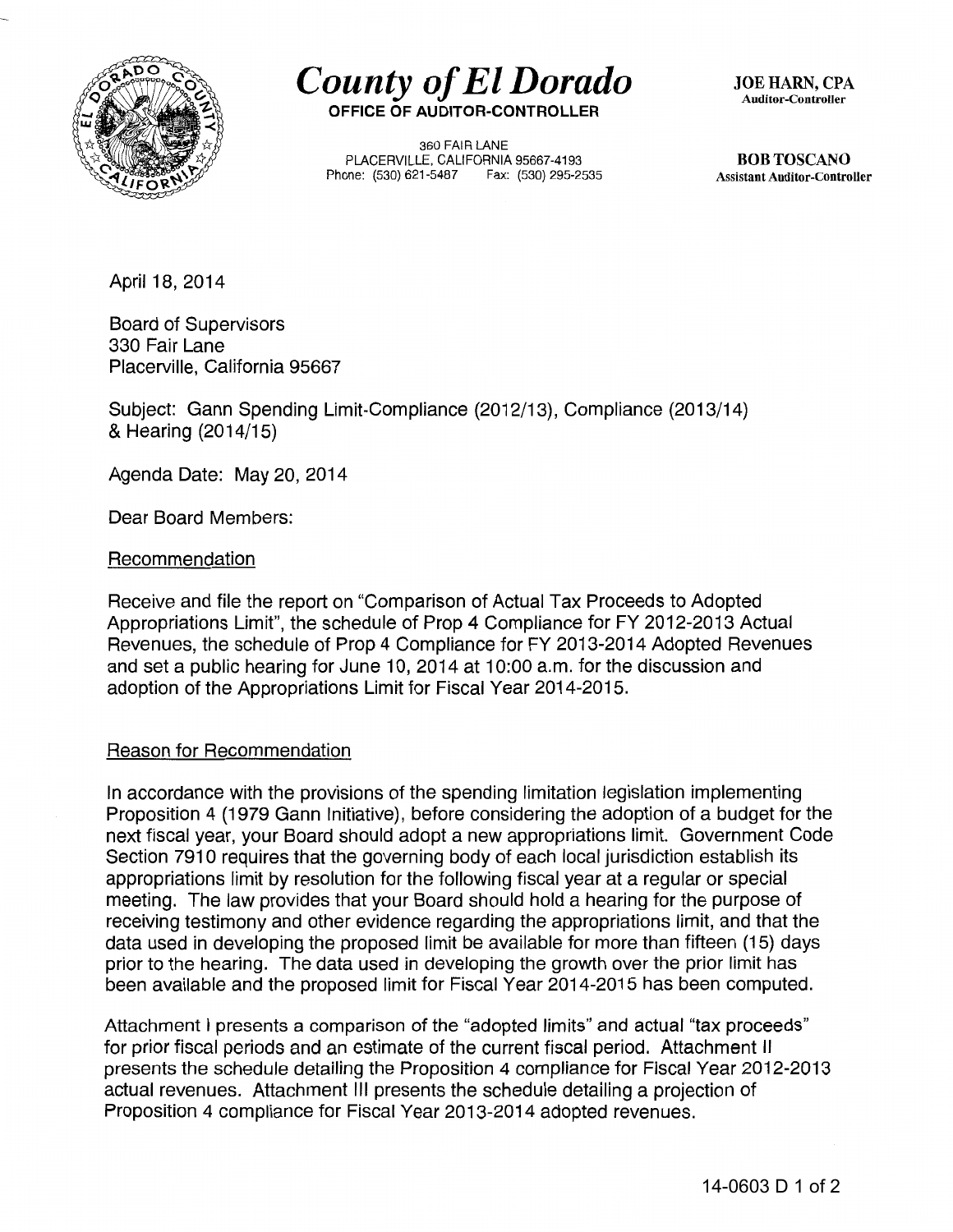# County of El Dorado

**OFFICE OF AUDITOR-CONTROLLER**

360 FAIR LANE
PLACERVILLE, CALIFORNIA 95667-4193
Phone: (530) 621-5487 Fax: (530) 295-2535

**JOE HARN, CPA**
Auditor-Controller

**BOB TOSCANO**
Assistant Auditor-Controller

April 18, 2014

Board of Supervisors
330 Fair Lane
Placerville, California 95667

Subject: Gann Spending Limit-Compliance (2012/13), Compliance (2013/14) & Hearing (2014/15)

Agenda Date: May 20, 2014

Dear Board Members:

## Recommendation

Receive and file the report on "Comparison of Actual Tax Proceeds to Adopted Appropriations Limit", the schedule of Prop 4 Compliance for FY 2012-2013 Actual Revenues, the schedule of Prop 4 Compliance for FY 2013-2014 Adopted Revenues and set a public hearing for June 10, 2014 at 10:00 a.m. for the discussion and adoption of the Appropriations Limit for Fiscal Year 2014-2015.

## Reason for Recommendation

In accordance with the provisions of the spending limitation legislation implementing Proposition 4 (1979 Gann Initiative), before considering the adoption of a budget for the next fiscal year, your Board should adopt a new appropriations limit. Government Code Section 7910 requires that the governing body of each local jurisdiction establish its appropriations limit by resolution for the following fiscal year at a regular or special meeting. The law provides that your Board should hold a hearing for the purpose of receiving testimony and other evidence regarding the appropriations limit, and that the data used in developing the proposed limit be available for more than fifteen (15) days prior to the hearing. The data used in developing the growth over the prior limit has been available and the proposed limit for Fiscal Year 2014-2015 has been computed.

Attachment I presents a comparison of the "adopted limits" and actual "tax proceeds" for prior fiscal periods and an estimate of the current fiscal period. Attachment II presents the schedule detailing the Proposition 4 compliance for Fiscal Year 2012-2013 actual revenues. Attachment III presents the schedule detailing a projection of Proposition 4 compliance for Fiscal Year 2013-2014 adopted revenues.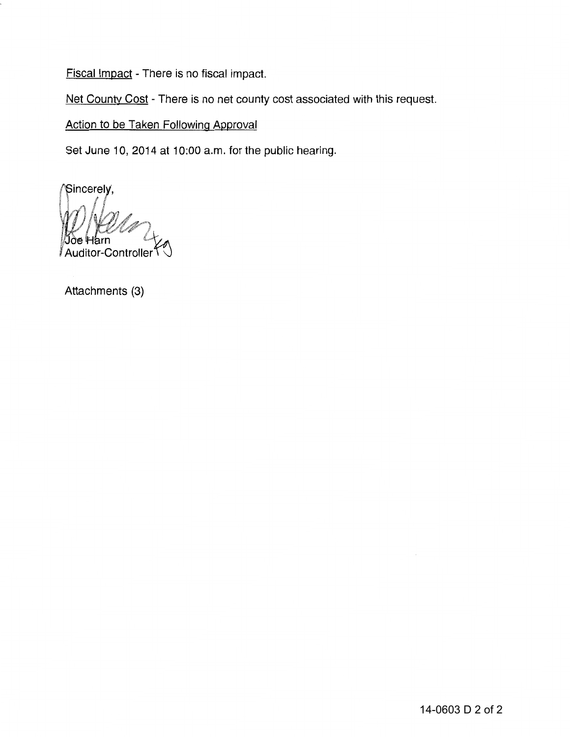<u>Fiscal Impact</u> - There is no fiscal impact.

<u>Net County Cost</u> - There is no net county cost associated with this request.

<u>Action to be Taken Following Approval</u>

Set June 10, 2014 at 10:00 a.m. for the public hearing.

Sincerely,

Joe Harn
Auditor-Controller

Attachments (3)